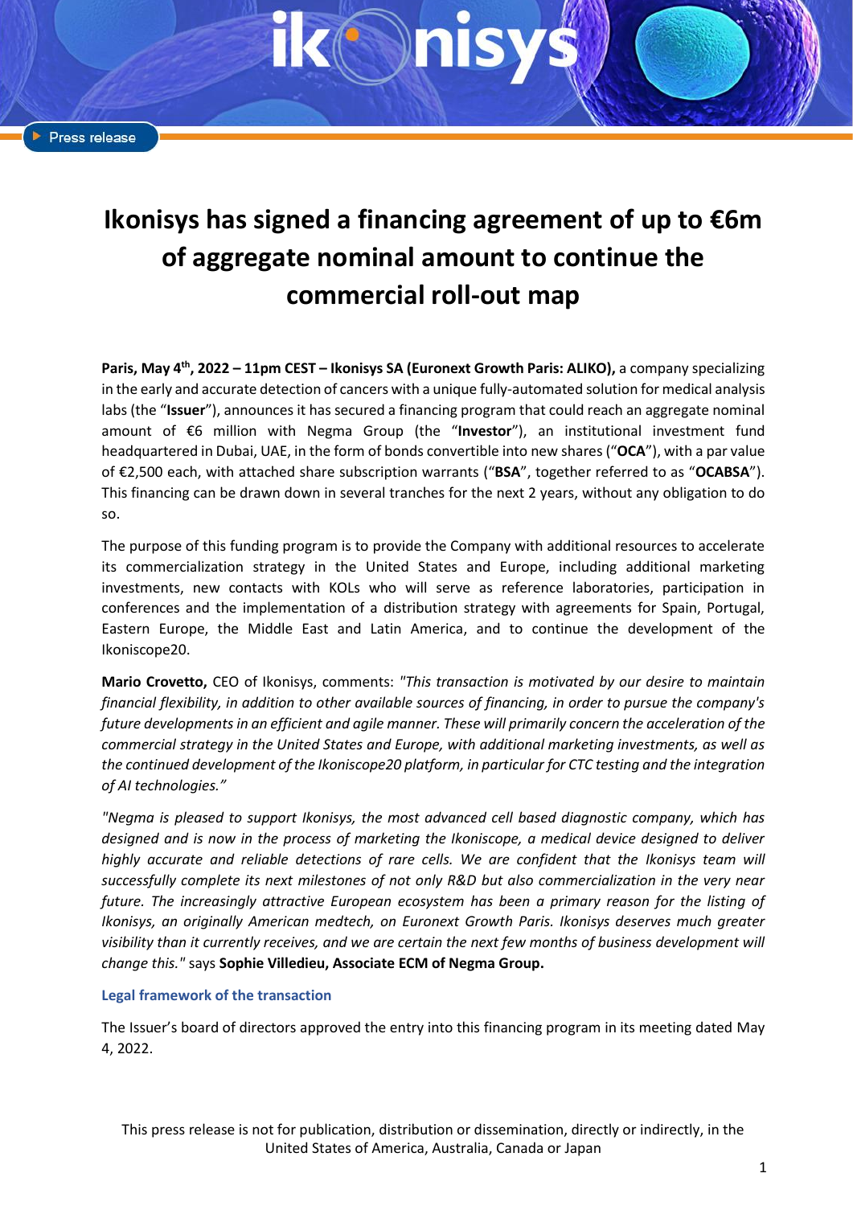Press release

# Ikonisys has signed a financing agreement of up to €6m of aggregate nominal amount to continue the commercial roll-out map

**Paris, May 4th, 2022 – 11pm CEST – Ikonisys SA (Euronext Growth Paris: ALIKO),** a company specializing in the early and accurate detection of cancers with a unique fully-automated solution for medical analysis labs (the "**Issuer**"), announces it has secured a financing program that could reach an aggregate nominal amount of €6 million with Negma Group (the "**Investor**"), an institutional investment fund headquartered in Dubai, UAE, in the form of bonds convertible into new shares ("**OCA**"), with a par value of €2,500 each, with attached share subscription warrants ("**BSA**", together referred to as "**OCABSA**"). This financing can be drawn down in several tranches for the next 2 years, without any obligation to do so.

The purpose of this funding program is to provide the Company with additional resources to accelerate its commercialization strategy in the United States and Europe, including additional marketing investments, new contacts with KOLs who will serve as reference laboratories, participation in conferences and the implementation of a distribution strategy with agreements for Spain, Portugal, Eastern Europe, the Middle East and Latin America, and to continue the development of the Ikoniscope20.

**Mario Crovetto,** CEO of Ikonisys, comments: *"This transaction is motivated by our desire to maintain financial flexibility, in addition to other available sources of financing, in order to pursue the company's future developments in an efficient and agile manner. These will primarily concern the acceleration of the commercial strategy in the United States and Europe, with additional marketing investments, as well as the continued development of the Ikoniscope20 platform, in particular for CTC testing and the integration of AI technologies."*

*"Negma is pleased to support Ikonisys, the most advanced cell based diagnostic company, which has designed and is now in the process of marketing the Ikoniscope, a medical device designed to deliver highly accurate and reliable detections of rare cells. We are confident that the Ikonisys team will successfully complete its next milestones of not only R&D but also commercialization in the very near future. The increasingly attractive European ecosystem has been a primary reason for the listing of Ikonisys, an originally American medtech, on Euronext Growth Paris. Ikonisys deserves much greater visibility than it currently receives, and we are certain the next few months of business development will change this."* says **Sophie Villedieu, Associate ECM of Negma Group.**

### Legal framework of the transaction

The Issuer's board of directors approved the entry into this financing program in its meeting dated May 4, 2022.

This press release is not for publication, distribution or dissemination, directly or indirectly, in the United States of America, Australia, Canada or Japan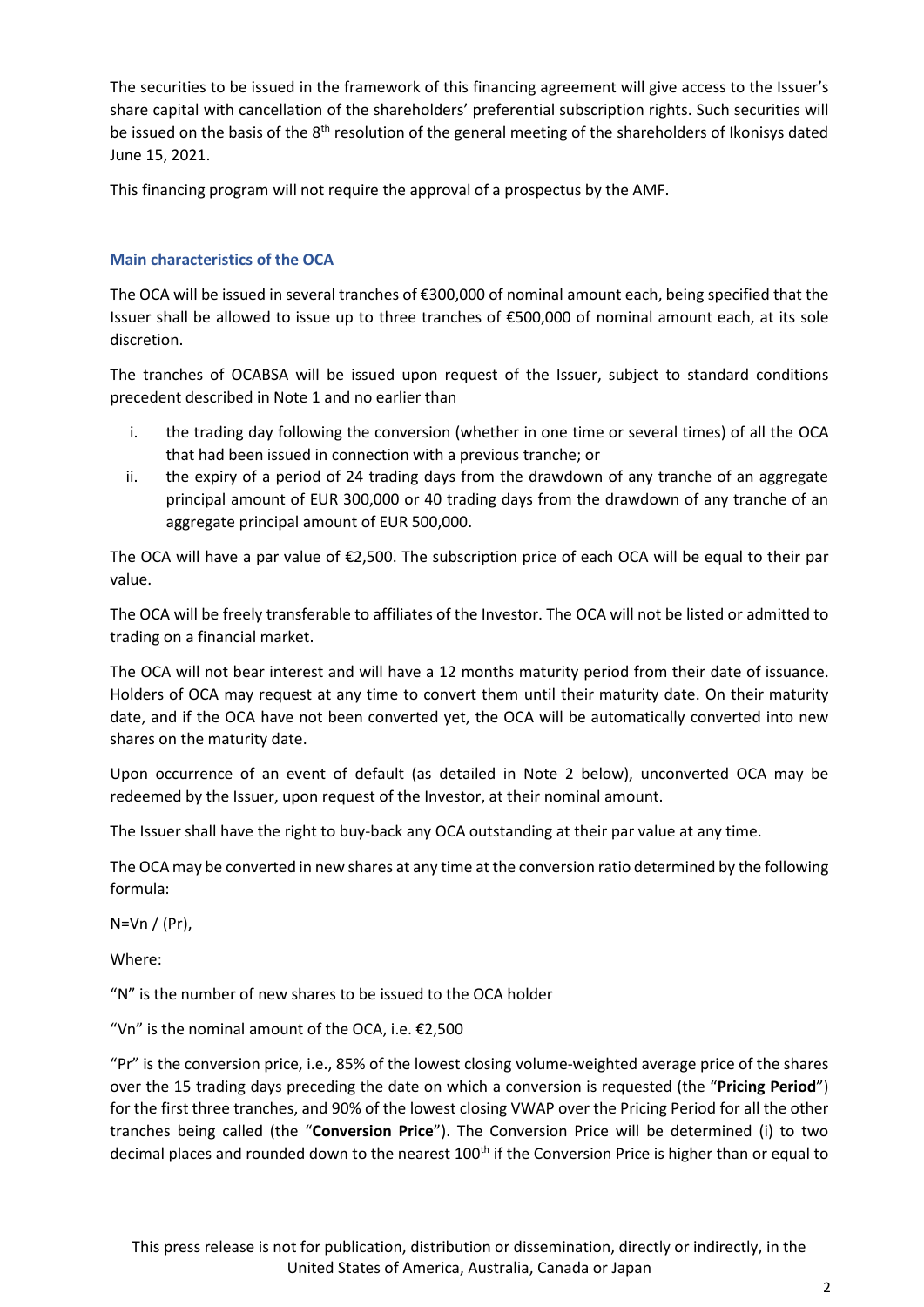The securities to be issued in the framework of this financing agreement will give access to the Issuer's share capital with cancellation of the shareholders' preferential subscription rights. Such securities will be issued on the basis of the 8th resolution of the general meeting of the shareholders of Ikonisys dated June 15, 2021.

This financing program will not require the approval of a prospectus by the AMF.

### Main characteristics of the OCA

The OCA will be issued in several tranches of €300,000 of nominal amount each, being specified that the Issuer shall be allowed to issue up to three tranches of €500,000 of nominal amount each, at its sole discretion.

The tranches of OCABSA will be issued upon request of the Issuer, subject to standard conditions precedent described in Note 1 and no earlier than

i. the trading day following the conversion (whether in one time or several times) of all the OCA that had been issued in connection with a previous tranche; or
ii. the expiry of a period of 24 trading days from the drawdown of any tranche of an aggregate principal amount of EUR 300,000 or 40 trading days from the drawdown of any tranche of an aggregate principal amount of EUR 500,000.

The OCA will have a par value of €2,500. The subscription price of each OCA will be equal to their par value.

The OCA will be freely transferable to affiliates of the Investor. The OCA will not be listed or admitted to trading on a financial market.

The OCA will not bear interest and will have a 12 months maturity period from their date of issuance. Holders of OCA may request at any time to convert them until their maturity date. On their maturity date, and if the OCA have not been converted yet, the OCA will be automatically converted into new shares on the maturity date.

Upon occurrence of an event of default (as detailed in Note 2 below), unconverted OCA may be redeemed by the Issuer, upon request of the Investor, at their nominal amount.

The Issuer shall have the right to buy-back any OCA outstanding at their par value at any time.

The OCA may be converted in new shares at any time at the conversion ratio determined by the following formula:

$N=Vn / (Pr)$,

Where:

"N" is the number of new shares to be issued to the OCA holder

"Vn" is the nominal amount of the OCA, i.e. €2,500

"Pr" is the conversion price, i.e., 85% of the lowest closing volume-weighted average price of the shares over the 15 trading days preceding the date on which a conversion is requested (the "**Pricing Period**") for the first three tranches, and 90% of the lowest closing VWAP over the Pricing Period for all the other tranches being called (the "**Conversion Price**"). The Conversion Price will be determined (i) to two decimal places and rounded down to the nearest 100th if the Conversion Price is higher than or equal to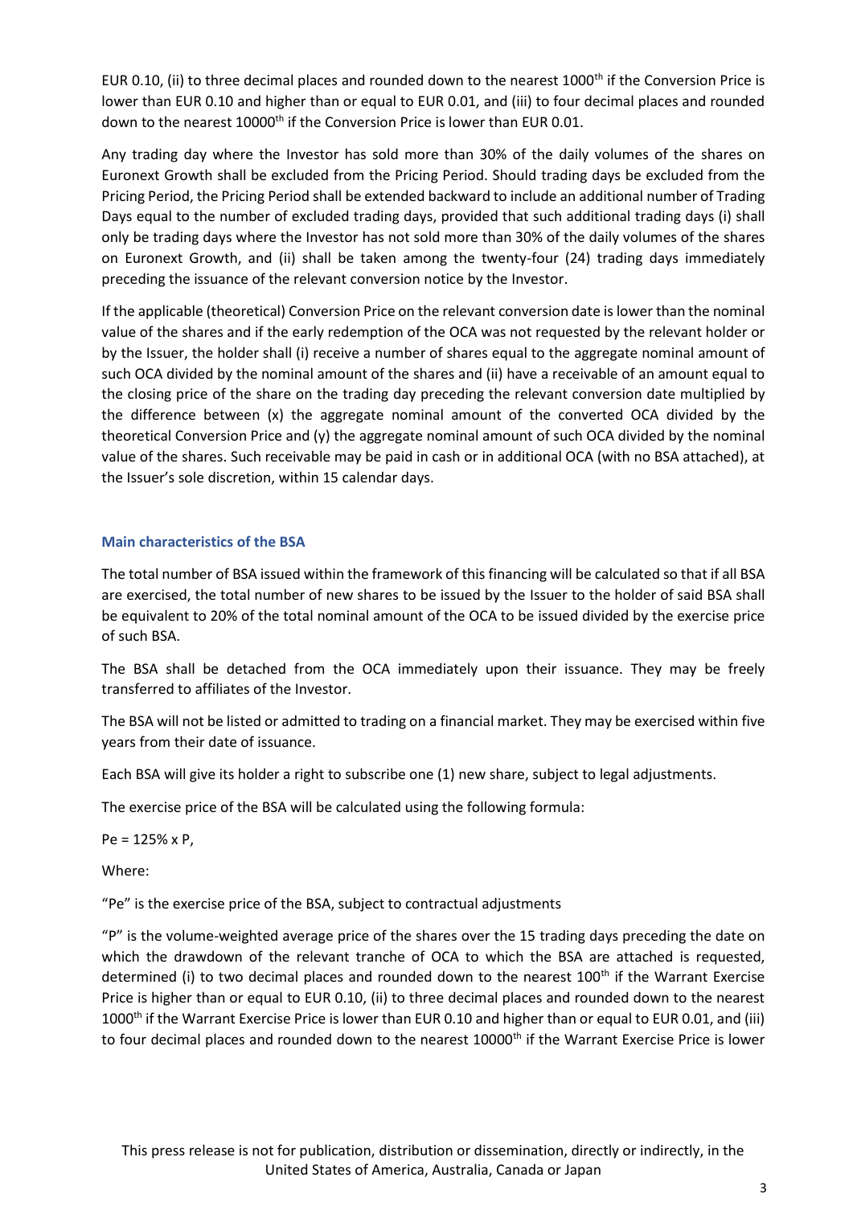EUR 0.10, (ii) to three decimal places and rounded down to the nearest 1000th if the Conversion Price is lower than EUR 0.10 and higher than or equal to EUR 0.01, and (iii) to four decimal places and rounded down to the nearest 10000th if the Conversion Price is lower than EUR 0.01.

Any trading day where the Investor has sold more than 30% of the daily volumes of the shares on Euronext Growth shall be excluded from the Pricing Period. Should trading days be excluded from the Pricing Period, the Pricing Period shall be extended backward to include an additional number of Trading Days equal to the number of excluded trading days, provided that such additional trading days (i) shall only be trading days where the Investor has not sold more than 30% of the daily volumes of the shares on Euronext Growth, and (ii) shall be taken among the twenty-four (24) trading days immediately preceding the issuance of the relevant conversion notice by the Investor.

If the applicable (theoretical) Conversion Price on the relevant conversion date is lower than the nominal value of the shares and if the early redemption of the OCA was not requested by the relevant holder or by the Issuer, the holder shall (i) receive a number of shares equal to the aggregate nominal amount of such OCA divided by the nominal amount of the shares and (ii) have a receivable of an amount equal to the closing price of the share on the trading day preceding the relevant conversion date multiplied by the difference between (x) the aggregate nominal amount of the converted OCA divided by the theoretical Conversion Price and (y) the aggregate nominal amount of such OCA divided by the nominal value of the shares. Such receivable may be paid in cash or in additional OCA (with no BSA attached), at the Issuer's sole discretion, within 15 calendar days.

### Main characteristics of the BSA

The total number of BSA issued within the framework of this financing will be calculated so that if all BSA are exercised, the total number of new shares to be issued by the Issuer to the holder of said BSA shall be equivalent to 20% of the total nominal amount of the OCA to be issued divided by the exercise price of such BSA.

The BSA shall be detached from the OCA immediately upon their issuance. They may be freely transferred to affiliates of the Investor.

The BSA will not be listed or admitted to trading on a financial market. They may be exercised within five years from their date of issuance.

Each BSA will give its holder a right to subscribe one (1) new share, subject to legal adjustments.

The exercise price of the BSA will be calculated using the following formula:

Pe = 125% x P,

Where:

"Pe" is the exercise price of the BSA, subject to contractual adjustments

"P" is the volume-weighted average price of the shares over the 15 trading days preceding the date on which the drawdown of the relevant tranche of OCA to which the BSA are attached is requested, determined (i) to two decimal places and rounded down to the nearest 100th if the Warrant Exercise Price is higher than or equal to EUR 0.10, (ii) to three decimal places and rounded down to the nearest 1000th if the Warrant Exercise Price is lower than EUR 0.10 and higher than or equal to EUR 0.01, and (iii) to four decimal places and rounded down to the nearest 10000th if the Warrant Exercise Price is lower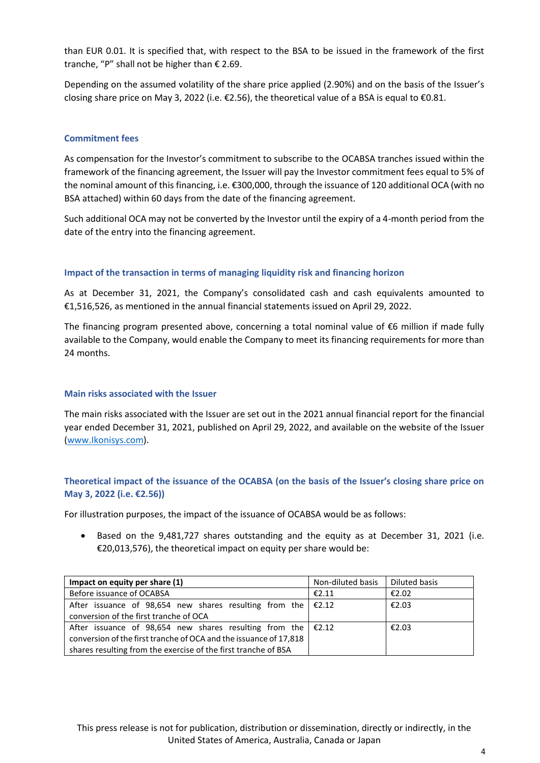than EUR 0.01. It is specified that, with respect to the BSA to be issued in the framework of the first tranche, "P" shall not be higher than € 2.69.

Depending on the assumed volatility of the share price applied (2.90%) and on the basis of the Issuer's closing share price on May 3, 2022 (i.e. €2.56), the theoretical value of a BSA is equal to €0.81.

### Commitment fees

As compensation for the Investor's commitment to subscribe to the OCABSA tranches issued within the framework of the financing agreement, the Issuer will pay the Investor commitment fees equal to 5% of the nominal amount of this financing, i.e. €300,000, through the issuance of 120 additional OCA (with no BSA attached) within 60 days from the date of the financing agreement.

Such additional OCA may not be converted by the Investor until the expiry of a 4-month period from the date of the entry into the financing agreement.

### Impact of the transaction in terms of managing liquidity risk and financing horizon

As at December 31, 2021, the Company's consolidated cash and cash equivalents amounted to €1,516,526, as mentioned in the annual financial statements issued on April 29, 2022.

The financing program presented above, concerning a total nominal value of €6 million if made fully available to the Company, would enable the Company to meet its financing requirements for more than 24 months.

### Main risks associated with the Issuer

The main risks associated with the Issuer are set out in the 2021 annual financial report for the financial year ended December 31, 2021, published on April 29, 2022, and available on the website of the Issuer (www.Ikonisys.com).

### Theoretical impact of the issuance of the OCABSA (on the basis of the Issuer's closing share price on May 3, 2022 (i.e. €2.56))

For illustration purposes, the impact of the issuance of OCABSA would be as follows:

- Based on the 9,481,727 shares outstanding and the equity as at December 31, 2021 (i.e. €20,013,576), the theoretical impact on equity per share would be:

| Impact on equity per share (1) | Non-diluted basis | Diluted basis |
|---|---|---|
| Before issuance of OCABSA | €2.11 | €2.02 |
| After issuance of 98,654 new shares resulting from the conversion of the first tranche of OCA | €2.12 | €2.03 |
| After issuance of 98,654 new shares resulting from the conversion of the first tranche of OCA and the issuance of 17,818 shares resulting from the exercise of the first tranche of BSA | €2.12 | €2.03 |

This press release is not for publication, distribution or dissemination, directly or indirectly, in the United States of America, Australia, Canada or Japan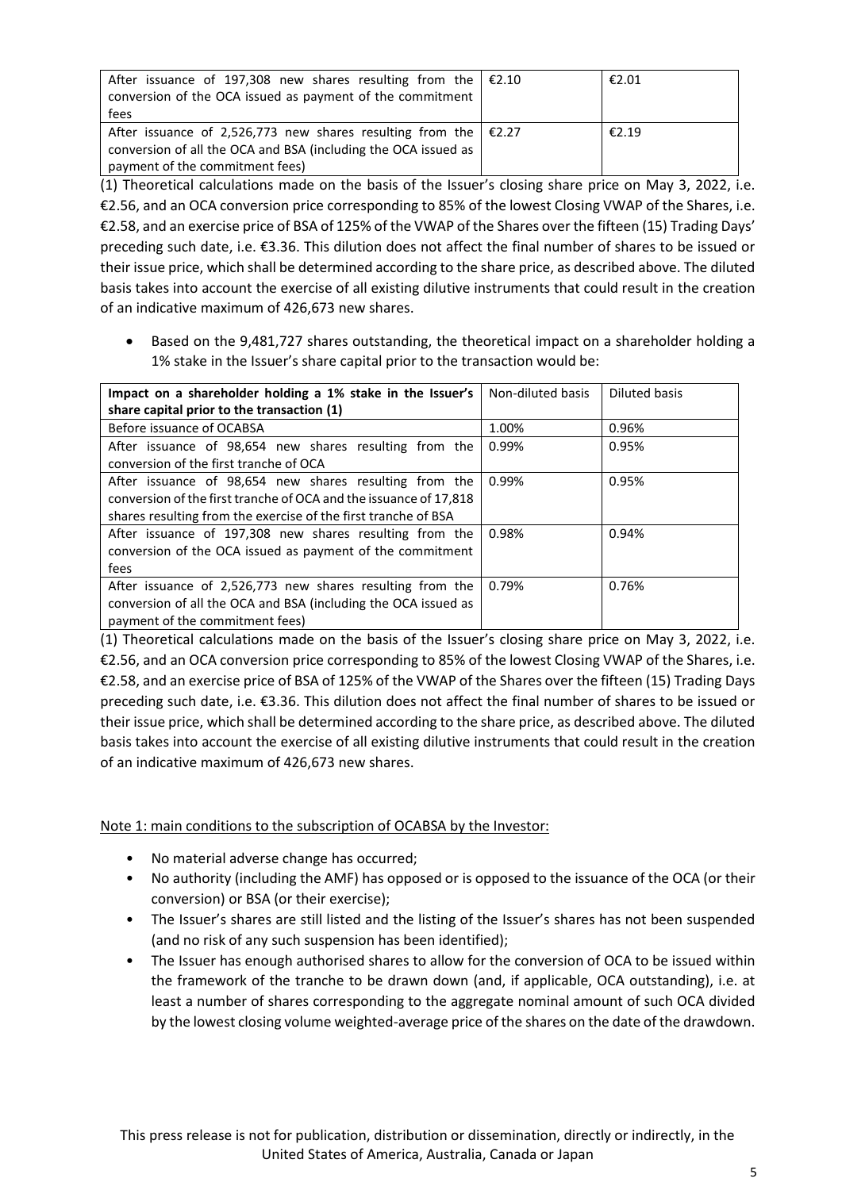| | | |
|---|---|---|
| After issuance of 197,308 new shares resulting from the conversion of the OCA issued as payment of the commitment fees | €2.10 | €2.01 |
| After issuance of 2,526,773 new shares resulting from the conversion of all the OCA and BSA (including the OCA issued as payment of the commitment fees) | €2.27 | €2.19 |

(1) Theoretical calculations made on the basis of the Issuer's closing share price on May 3, 2022, i.e. €2.56, and an OCA conversion price corresponding to 85% of the lowest Closing VWAP of the Shares, i.e. €2.58, and an exercise price of BSA of 125% of the VWAP of the Shares over the fifteen (15) Trading Days' preceding such date, i.e. €3.36. This dilution does not affect the final number of shares to be issued or their issue price, which shall be determined according to the share price, as described above. The diluted basis takes into account the exercise of all existing dilutive instruments that could result in the creation of an indicative maximum of 426,673 new shares.

- Based on the 9,481,727 shares outstanding, the theoretical impact on a shareholder holding a 1% stake in the Issuer's share capital prior to the transaction would be:

| Impact on a shareholder holding a 1% stake in the Issuer's share capital prior to the transaction (1) | Non-diluted basis | Diluted basis |
|---|---|---|
| Before issuance of OCABSA | 1.00% | 0.96% |
| After issuance of 98,654 new shares resulting from the conversion of the first tranche of OCA | 0.99% | 0.95% |
| After issuance of 98,654 new shares resulting from the conversion of the first tranche of OCA and the issuance of 17,818 shares resulting from the exercise of the first tranche of BSA | 0.99% | 0.95% |
| After issuance of 197,308 new shares resulting from the conversion of the OCA issued as payment of the commitment fees | 0.98% | 0.94% |
| After issuance of 2,526,773 new shares resulting from the conversion of all the OCA and BSA (including the OCA issued as payment of the commitment fees) | 0.79% | 0.76% |

(1) Theoretical calculations made on the basis of the Issuer's closing share price on May 3, 2022, i.e. €2.56, and an OCA conversion price corresponding to 85% of the lowest Closing VWAP of the Shares, i.e. €2.58, and an exercise price of BSA of 125% of the VWAP of the Shares over the fifteen (15) Trading Days preceding such date, i.e. €3.36. This dilution does not affect the final number of shares to be issued or their issue price, which shall be determined according to the share price, as described above. The diluted basis takes into account the exercise of all existing dilutive instruments that could result in the creation of an indicative maximum of 426,673 new shares.

Note 1: main conditions to the subscription of OCABSA by the Investor:

- No material adverse change has occurred;
- No authority (including the AMF) has opposed or is opposed to the issuance of the OCA (or their conversion) or BSA (or their exercise);
- The Issuer's shares are still listed and the listing of the Issuer's shares has not been suspended (and no risk of any such suspension has been identified);
- The Issuer has enough authorised shares to allow for the conversion of OCA to be issued within the framework of the tranche to be drawn down (and, if applicable, OCA outstanding), i.e. at least a number of shares corresponding to the aggregate nominal amount of such OCA divided by the lowest closing volume weighted-average price of the shares on the date of the drawdown.

This press release is not for publication, distribution or dissemination, directly or indirectly, in the United States of America, Australia, Canada or Japan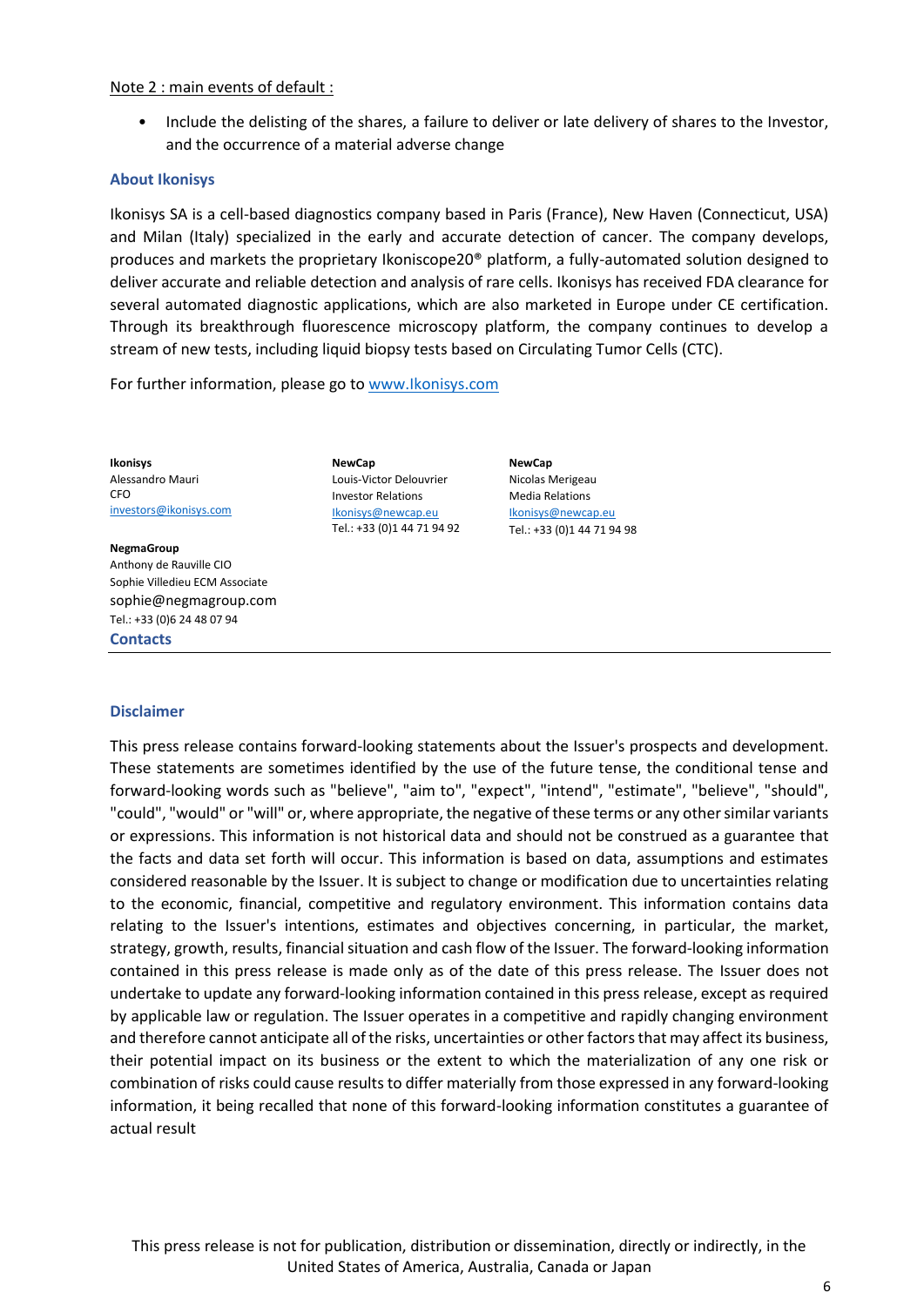Note 2 : main events of default :

- Include the delisting of the shares, a failure to deliver or late delivery of shares to the Investor, and the occurrence of a material adverse change

## About Ikonisys

Ikonisys SA is a cell-based diagnostics company based in Paris (France), New Haven (Connecticut, USA) and Milan (Italy) specialized in the early and accurate detection of cancer. The company develops, produces and markets the proprietary Ikoniscope20® platform, a fully-automated solution designed to deliver accurate and reliable detection and analysis of rare cells. Ikonisys has received FDA clearance for several automated diagnostic applications, which are also marketed in Europe under CE certification. Through its breakthrough fluorescence microscopy platform, the company continues to develop a stream of new tests, including liquid biopsy tests based on Circulating Tumor Cells (CTC).

For further information, please go to [www.Ikonisys.com](www.Ikonisys.com)

## Contacts

**Ikonisys**
Alessandro Mauri
CFO
investors@ikonisys.com

**NewCap**
Louis-Victor Delouvrier
Investor Relations
Ikonisys@newcap.eu
Tel.: +33 (0)1 44 71 94 92

**NewCap**
Nicolas Merigeau
Media Relations
Ikonisys@newcap.eu
Tel.: +33 (0)1 44 71 94 98

**NegmaGroup**
Anthony de Rauville CIO
Sophie Villedieu ECM Associate
sophie@negmagroup.com
Tel.: +33 (0)6 24 48 07 94

## Disclaimer

This press release contains forward-looking statements about the Issuer's prospects and development. These statements are sometimes identified by the use of the future tense, the conditional tense and forward-looking words such as "believe", "aim to", "expect", "intend", "estimate", "believe", "should", "could", "would" or "will" or, where appropriate, the negative of these terms or any other similar variants or expressions. This information is not historical data and should not be construed as a guarantee that the facts and data set forth will occur. This information is based on data, assumptions and estimates considered reasonable by the Issuer. It is subject to change or modification due to uncertainties relating to the economic, financial, competitive and regulatory environment. This information contains data relating to the Issuer's intentions, estimates and objectives concerning, in particular, the market, strategy, growth, results, financial situation and cash flow of the Issuer. The forward-looking information contained in this press release is made only as of the date of this press release. The Issuer does not undertake to update any forward-looking information contained in this press release, except as required by applicable law or regulation. The Issuer operates in a competitive and rapidly changing environment and therefore cannot anticipate all of the risks, uncertainties or other factors that may affect its business, their potential impact on its business or the extent to which the materialization of any one risk or combination of risks could cause results to differ materially from those expressed in any forward-looking information, it being recalled that none of this forward-looking information constitutes a guarantee of actual result

This press release is not for publication, distribution or dissemination, directly or indirectly, in the United States of America, Australia, Canada or Japan